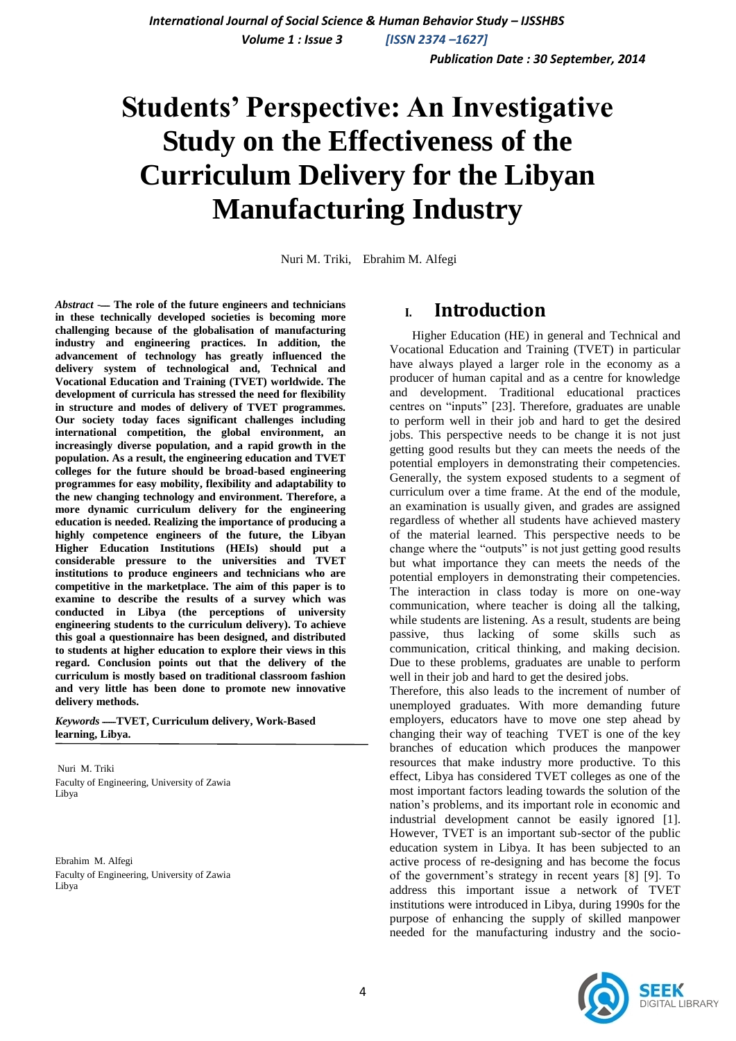# Students' Perspective: An Investigative Study on the Effectiveness of the Curriculum Delivery for the Libyan Manufacturing Industry

Nuri M. Triki, Ebrahim M. Alfegi

***Abstract* — The role of the future engineers and technicians in these technically developed societies is becoming more challenging because of the globalisation of manufacturing industry and engineering practices. In addition, the advancement of technology has greatly influenced the delivery system of technological and, Technical and Vocational Education and Training (TVET) worldwide. The development of curricula has stressed the need for flexibility in structure and modes of delivery of TVET programmes. Our society today faces significant challenges including international competition, the global environment, an increasingly diverse population, and a rapid growth in the population. As a result, the engineering education and TVET colleges for the future should be broad-based engineering programmes for easy mobility, flexibility and adaptability to the new changing technology and environment. Therefore, a more dynamic curriculum delivery for the engineering education is needed. Realizing the importance of producing a highly competence engineers of the future, the Libyan Higher Education Institutions (HEIs) should put a considerable pressure to the universities and TVET institutions to produce engineers and technicians who are competitive in the marketplace. The aim of this paper is to examine to describe the results of a survey which was conducted in Libya (the perceptions of university engineering students to the curriculum delivery). To achieve this goal a questionnaire has been designed, and distributed to students at higher education to explore their views in this regard. Conclusion points out that the delivery of the curriculum is mostly based on traditional classroom fashion and very little has been done to promote new innovative delivery methods.**

***Keywords* —TVET, Curriculum delivery, Work-Based learning, Libya.**

Nuri M. Triki
Faculty of Engineering, University of Zawia
Libya

Ebrahim M. Alfegi
Faculty of Engineering, University of Zawia
Libya

## I. Introduction

Higher Education (HE) in general and Technical and Vocational Education and Training (TVET) in particular have always played a larger role in the economy as a producer of human capital and as a centre for knowledge and development. Traditional educational practices centres on "inputs" [23]. Therefore, graduates are unable to perform well in their job and hard to get the desired jobs. This perspective needs to be change it is not just getting good results but they can meets the needs of the potential employers in demonstrating their competencies. Generally, the system exposed students to a segment of curriculum over a time frame. At the end of the module, an examination is usually given, and grades are assigned regardless of whether all students have achieved mastery of the material learned. This perspective needs to be change where the "outputs" is not just getting good results but what importance they can meets the needs of the potential employers in demonstrating their competencies. The interaction in class today is more on one-way communication, where teacher is doing all the talking, while students are listening. As a result, students are being passive, thus lacking of some skills such as communication, critical thinking, and making decision. Due to these problems, graduates are unable to perform well in their job and hard to get the desired jobs.

Therefore, this also leads to the increment of number of unemployed graduates. With more demanding future employers, educators have to move one step ahead by changing their way of teaching TVET is one of the key branches of education which produces the manpower resources that make industry more productive. To this effect, Libya has considered TVET colleges as one of the most important factors leading towards the solution of the nation's problems, and its important role in economic and industrial development cannot be easily ignored [1]. However, TVET is an important sub-sector of the public education system in Libya. It has been subjected to an active process of re-designing and has become the focus of the government's strategy in recent years [8] [9]. To address this important issue a network of TVET institutions were introduced in Libya, during 1990s for the purpose of enhancing the supply of skilled manpower needed for the manufacturing industry and the socio-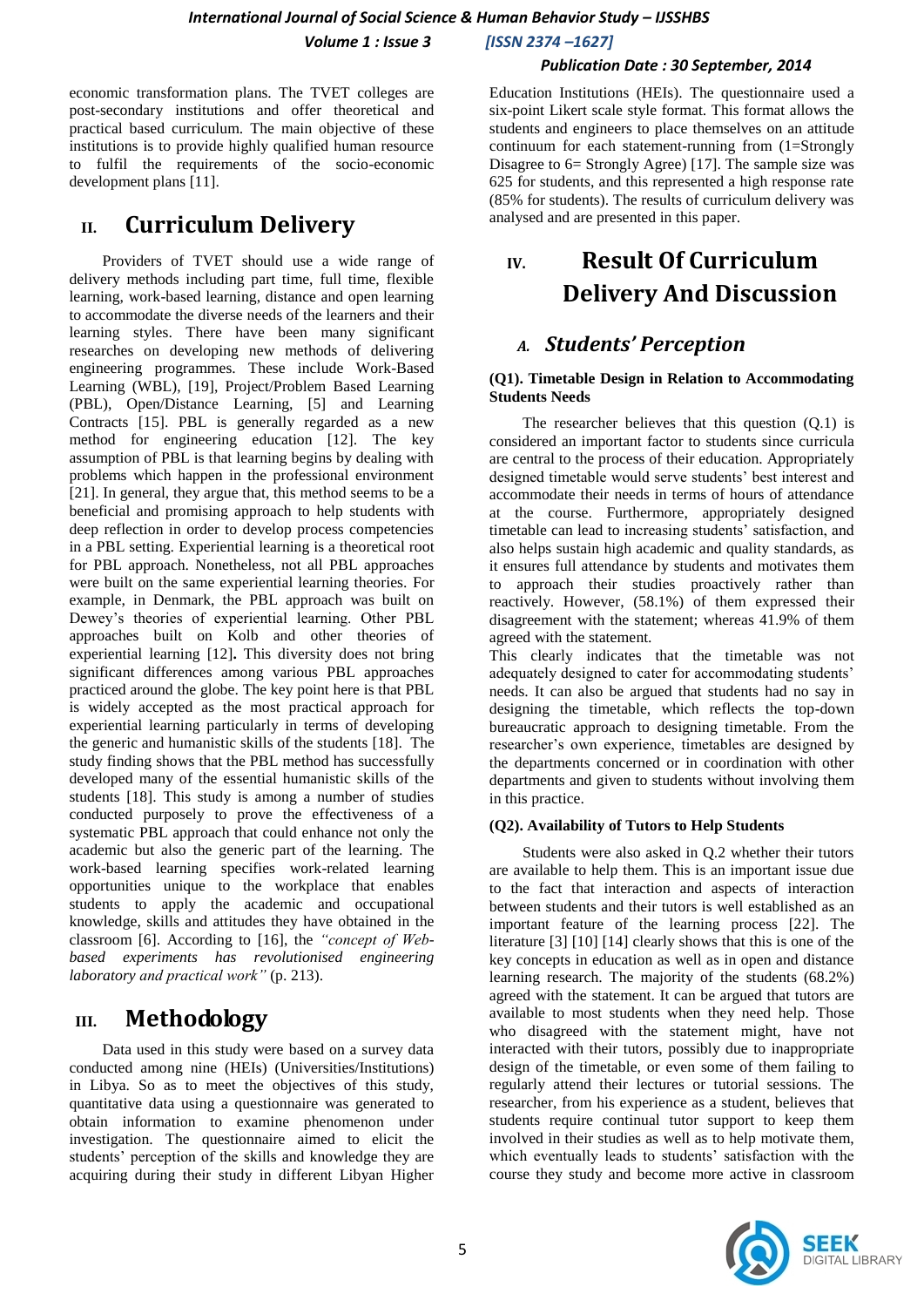economic transformation plans. The TVET colleges are post-secondary institutions and offer theoretical and practical based curriculum. The main objective of these institutions is to provide highly qualified human resource to fulfil the requirements of the socio-economic development plans [11].

## II. Curriculum Delivery

Providers of TVET should use a wide range of delivery methods including part time, full time, flexible learning, work-based learning, distance and open learning to accommodate the diverse needs of the learners and their learning styles. There have been many significant researches on developing new methods of delivering engineering programmes. These include Work-Based Learning (WBL), [19], Project/Problem Based Learning (PBL), Open/Distance Learning, [5] and Learning Contracts [15]. PBL is generally regarded as a new method for engineering education [12]. The key assumption of PBL is that learning begins by dealing with problems which happen in the professional environment [21]. In general, they argue that, this method seems to be a beneficial and promising approach to help students with deep reflection in order to develop process competencies in a PBL setting. Experiential learning is a theoretical root for PBL approach. Nonetheless, not all PBL approaches were built on the same experiential learning theories. For example, in Denmark, the PBL approach was built on Dewey's theories of experiential learning. Other PBL approaches built on Kolb and other theories of experiential learning [12]**.** This diversity does not bring significant differences among various PBL approaches practiced around the globe. The key point here is that PBL is widely accepted as the most practical approach for experiential learning particularly in terms of developing the generic and humanistic skills of the students [18]. The study finding shows that the PBL method has successfully developed many of the essential humanistic skills of the students [18]. This study is among a number of studies conducted purposely to prove the effectiveness of a systematic PBL approach that could enhance not only the academic but also the generic part of the learning. The work-based learning specifies work-related learning opportunities unique to the workplace that enables students to apply the academic and occupational knowledge, skills and attitudes they have obtained in the classroom [6]. According to [16], the *"concept of Web-based experiments has revolutionised engineering laboratory and practical work"* (p. 213).

## III. Methodology

Data used in this study were based on a survey data conducted among nine (HEIs) (Universities/Institutions) in Libya. So as to meet the objectives of this study, quantitative data using a questionnaire was generated to obtain information to examine phenomenon under investigation. The questionnaire aimed to elicit the students' perception of the skills and knowledge they are acquiring during their study in different Libyan Higher Education Institutions (HEIs). The questionnaire used a six-point Likert scale style format. This format allows the students and engineers to place themselves on an attitude continuum for each statement-running from (1=Strongly Disagree to 6= Strongly Agree) [17]. The sample size was 625 for students, and this represented a high response rate (85% for students). The results of curriculum delivery was analysed and are presented in this paper.

## IV. Result Of Curriculum Delivery And Discussion

### A. *Students' Perception*

**(Q1). Timetable Design in Relation to Accommodating Students Needs**

The researcher believes that this question (Q.1) is considered an important factor to students since curricula are central to the process of their education. Appropriately designed timetable would serve students' best interest and accommodate their needs in terms of hours of attendance at the course. Furthermore, appropriately designed timetable can lead to increasing students' satisfaction, and also helps sustain high academic and quality standards, as it ensures full attendance by students and motivates them to approach their studies proactively rather than reactively. However, (58.1%) of them expressed their disagreement with the statement; whereas 41.9% of them agreed with the statement.

This clearly indicates that the timetable was not adequately designed to cater for accommodating students' needs. It can also be argued that students had no say in designing the timetable, which reflects the top-down bureaucratic approach to designing timetable. From the researcher's own experience, timetables are designed by the departments concerned or in coordination with other departments and given to students without involving them in this practice.

**(Q2). Availability of Tutors to Help Students**

Students were also asked in Q.2 whether their tutors are available to help them. This is an important issue due to the fact that interaction and aspects of interaction between students and their tutors is well established as an important feature of the learning process [22]. The literature [3] [10] [14] clearly shows that this is one of the key concepts in education as well as in open and distance learning research. The majority of the students (68.2%) agreed with the statement. It can be argued that tutors are available to most students when they need help. Those who disagreed with the statement might, have not interacted with their tutors, possibly due to inappropriate design of the timetable, or even some of them failing to regularly attend their lectures or tutorial sessions. The researcher, from his experience as a student, believes that students require continual tutor support to keep them involved in their studies as well as to help motivate them, which eventually leads to students' satisfaction with the course they study and become more active in classroom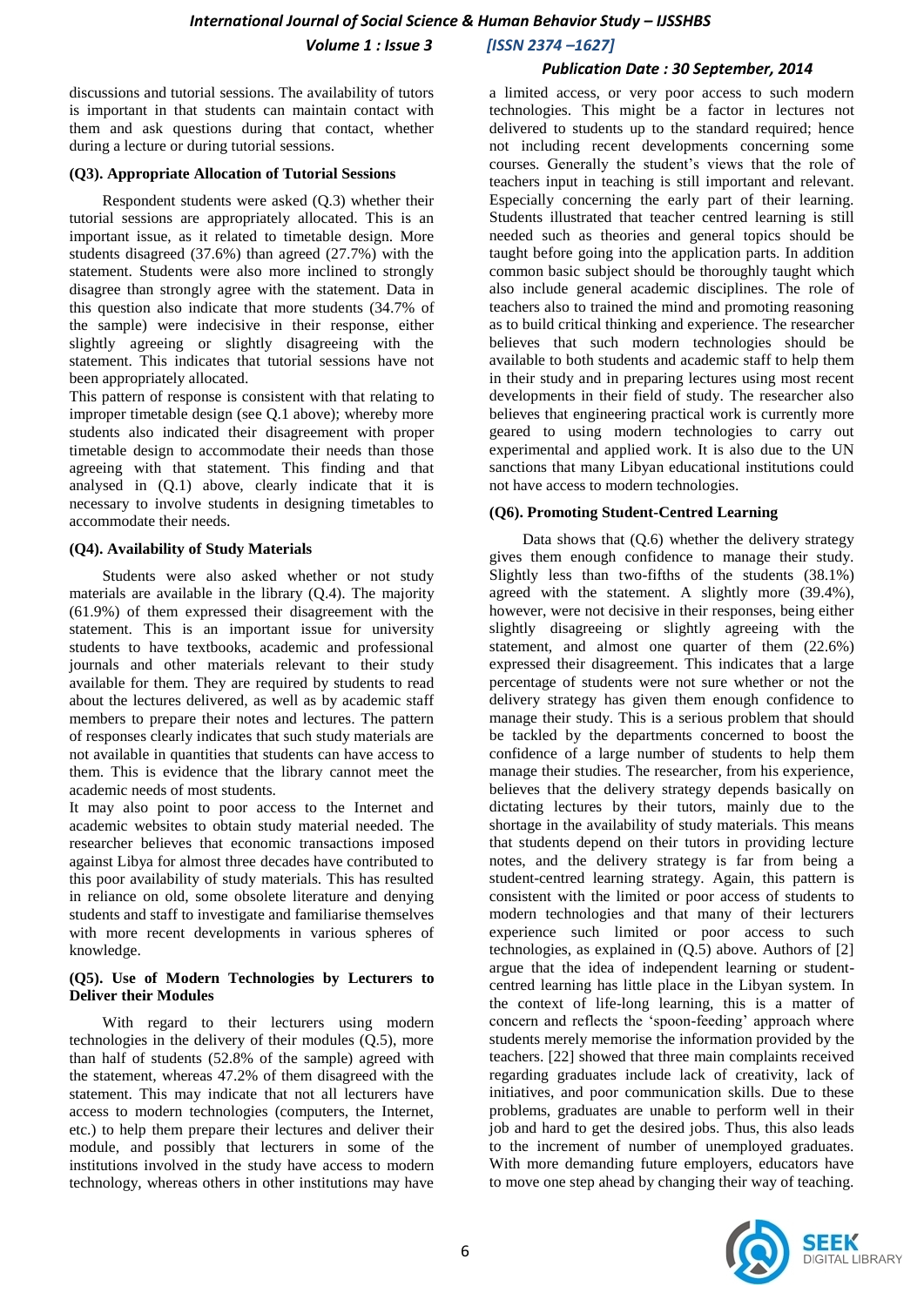discussions and tutorial sessions. The availability of tutors is important in that students can maintain contact with them and ask questions during that contact, whether during a lecture or during tutorial sessions.

### (Q3). Appropriate Allocation of Tutorial Sessions

Respondent students were asked (Q.3) whether their tutorial sessions are appropriately allocated. This is an important issue, as it related to timetable design. More students disagreed (37.6%) than agreed (27.7%) with the statement. Students were also more inclined to strongly disagree than strongly agree with the statement. Data in this question also indicate that more students (34.7% of the sample) were indecisive in their response, either slightly agreeing or slightly disagreeing with the statement. This indicates that tutorial sessions have not been appropriately allocated.

This pattern of response is consistent with that relating to improper timetable design (see Q.1 above); whereby more students also indicated their disagreement with proper timetable design to accommodate their needs than those agreeing with that statement. This finding and that analysed in (Q.1) above, clearly indicate that it is necessary to involve students in designing timetables to accommodate their needs.

### (Q4). Availability of Study Materials

Students were also asked whether or not study materials are available in the library (Q.4). The majority (61.9%) of them expressed their disagreement with the statement. This is an important issue for university students to have textbooks, academic and professional journals and other materials relevant to their study available for them. They are required by students to read about the lectures delivered, as well as by academic staff members to prepare their notes and lectures. The pattern of responses clearly indicates that such study materials are not available in quantities that students can have access to them. This is evidence that the library cannot meet the academic needs of most students.

It may also point to poor access to the Internet and academic websites to obtain study material needed. The researcher believes that economic transactions imposed against Libya for almost three decades have contributed to this poor availability of study materials. This has resulted in reliance on old, some obsolete literature and denying students and staff to investigate and familiarise themselves with more recent developments in various spheres of knowledge.

### (Q5). Use of Modern Technologies by Lecturers to Deliver their Modules

With regard to their lecturers using modern technologies in the delivery of their modules (Q.5), more than half of students (52.8% of the sample) agreed with the statement, whereas 47.2% of them disagreed with the statement. This may indicate that not all lecturers have access to modern technologies (computers, the Internet, etc.) to help them prepare their lectures and deliver their module, and possibly that lecturers in some of the institutions involved in the study have access to modern technology, whereas others in other institutions may have a limited access, or very poor access to such modern technologies. This might be a factor in lectures not delivered to students up to the standard required; hence not including recent developments concerning some courses. Generally the student's views that the role of teachers input in teaching is still important and relevant. Especially concerning the early part of their learning. Students illustrated that teacher centred learning is still needed such as theories and general topics should be taught before going into the application parts. In addition common basic subject should be thoroughly taught which also include general academic disciplines. The role of teachers also to trained the mind and promoting reasoning as to build critical thinking and experience. The researcher believes that such modern technologies should be available to both students and academic staff to help them in their study and in preparing lectures using most recent developments in their field of study. The researcher also believes that engineering practical work is currently more geared to using modern technologies to carry out experimental and applied work. It is also due to the UN sanctions that many Libyan educational institutions could not have access to modern technologies.

### (Q6). Promoting Student-Centred Learning

Data shows that (Q.6) whether the delivery strategy gives them enough confidence to manage their study. Slightly less than two-fifths of the students (38.1%) agreed with the statement. A slightly more (39.4%), however, were not decisive in their responses, being either slightly disagreeing or slightly agreeing with the statement, and almost one quarter of them (22.6%) expressed their disagreement. This indicates that a large percentage of students were not sure whether or not the delivery strategy has given them enough confidence to manage their study. This is a serious problem that should be tackled by the departments concerned to boost the confidence of a large number of students to help them manage their studies. The researcher, from his experience, believes that the delivery strategy depends basically on dictating lectures by their tutors, mainly due to the shortage in the availability of study materials. This means that students depend on their tutors in providing lecture notes, and the delivery strategy is far from being a student-centred learning strategy. Again, this pattern is consistent with the limited or poor access of students to modern technologies and that many of their lecturers experience such limited or poor access to such technologies, as explained in (Q.5) above. Authors of [2] argue that the idea of independent learning or student-centred learning has little place in the Libyan system. In the context of life-long learning, this is a matter of concern and reflects the 'spoon-feeding' approach where students merely memorise the information provided by the teachers. [22] showed that three main complaints received regarding graduates include lack of creativity, lack of initiatives, and poor communication skills. Due to these problems, graduates are unable to perform well in their job and hard to get the desired jobs. Thus, this also leads to the increment of number of unemployed graduates. With more demanding future employers, educators have to move one step ahead by changing their way of teaching.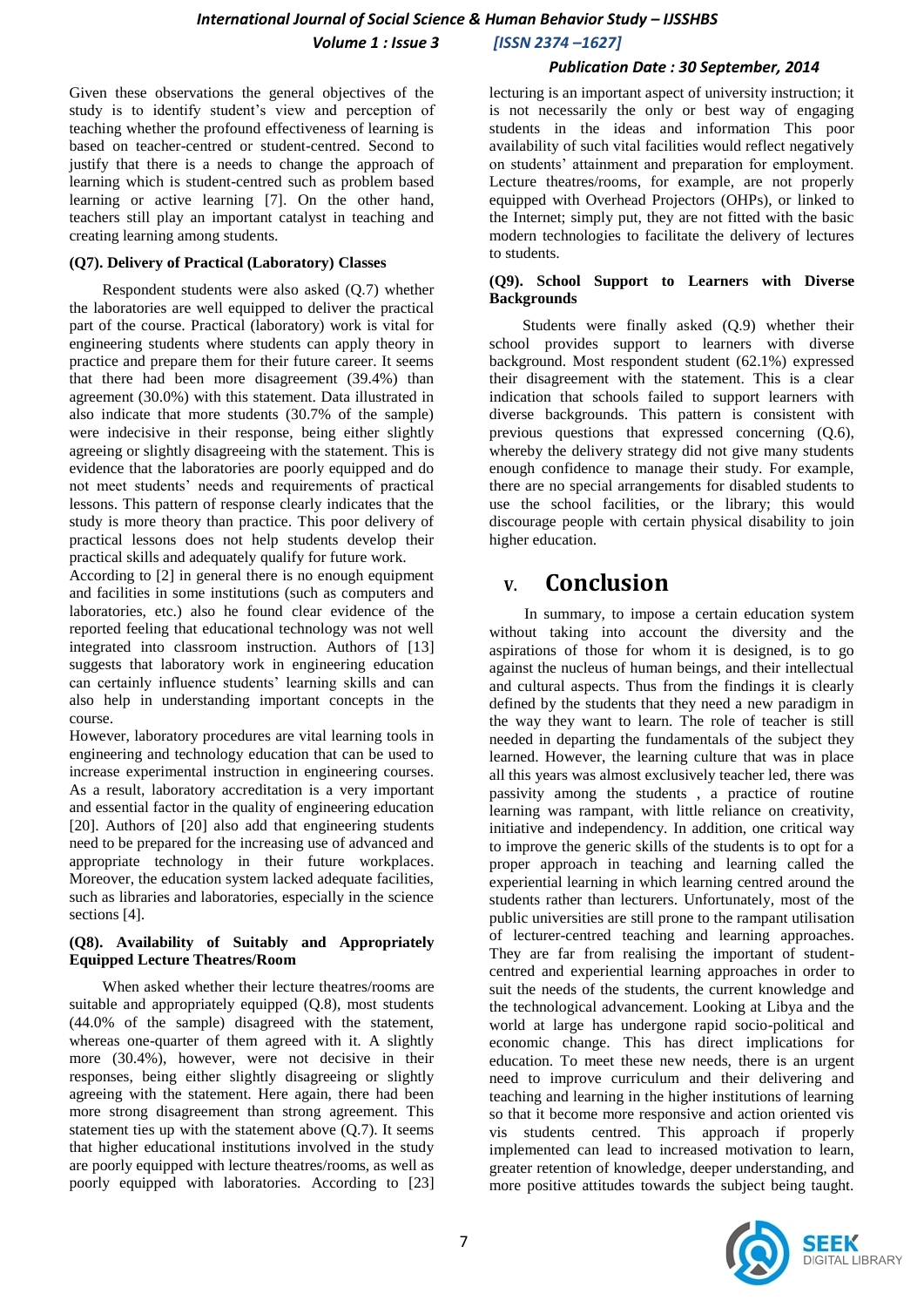Given these observations the general objectives of the study is to identify student's view and perception of teaching whether the profound effectiveness of learning is based on teacher-centred or student-centred. Second to justify that there is a needs to change the approach of learning which is student-centred such as problem based learning or active learning [7]. On the other hand, teachers still play an important catalyst in teaching and creating learning among students.

**(Q7). Delivery of Practical (Laboratory) Classes**

Respondent students were also asked (Q.7) whether the laboratories are well equipped to deliver the practical part of the course. Practical (laboratory) work is vital for engineering students where students can apply theory in practice and prepare them for their future career. It seems that there had been more disagreement (39.4%) than agreement (30.0%) with this statement. Data illustrated in also indicate that more students (30.7% of the sample) were indecisive in their response, being either slightly agreeing or slightly disagreeing with the statement. This is evidence that the laboratories are poorly equipped and do not meet students' needs and requirements of practical lessons. This pattern of response clearly indicates that the study is more theory than practice. This poor delivery of practical lessons does not help students develop their practical skills and adequately qualify for future work.

According to [2] in general there is no enough equipment and facilities in some institutions (such as computers and laboratories, etc.) also he found clear evidence of the reported feeling that educational technology was not well integrated into classroom instruction. Authors of [13] suggests that laboratory work in engineering education can certainly influence students' learning skills and can also help in understanding important concepts in the course.

However, laboratory procedures are vital learning tools in engineering and technology education that can be used to increase experimental instruction in engineering courses. As a result, laboratory accreditation is a very important and essential factor in the quality of engineering education [20]. Authors of [20] also add that engineering students need to be prepared for the increasing use of advanced and appropriate technology in their future workplaces. Moreover, the education system lacked adequate facilities, such as libraries and laboratories, especially in the science sections [4].

**(Q8). Availability of Suitably and Appropriately Equipped Lecture Theatres/Room**

When asked whether their lecture theatres/rooms are suitable and appropriately equipped (Q.8), most students (44.0% of the sample) disagreed with the statement, whereas one-quarter of them agreed with it. A slightly more (30.4%), however, were not decisive in their responses, being either slightly disagreeing or slightly agreeing with the statement. Here again, there had been more strong disagreement than strong agreement. This statement ties up with the statement above (Q.7). It seems that higher educational institutions involved in the study are poorly equipped with lecture theatres/rooms, as well as poorly equipped with laboratories. According to [23] lecturing is an important aspect of university instruction; it is not necessarily the only or best way of engaging students in the ideas and information This poor availability of such vital facilities would reflect negatively on students' attainment and preparation for employment. Lecture theatres/rooms, for example, are not properly equipped with Overhead Projectors (OHPs), or linked to the Internet; simply put, they are not fitted with the basic modern technologies to facilitate the delivery of lectures to students.

**(Q9). School Support to Learners with Diverse Backgrounds**

Students were finally asked (Q.9) whether their school provides support to learners with diverse background. Most respondent student (62.1%) expressed their disagreement with the statement. This is a clear indication that schools failed to support learners with diverse backgrounds. This pattern is consistent with previous questions that expressed concerning (Q.6), whereby the delivery strategy did not give many students enough confidence to manage their study. For example, there are no special arrangements for disabled students to use the school facilities, or the library; this would discourage people with certain physical disability to join higher education.

## V. Conclusion

In summary, to impose a certain education system without taking into account the diversity and the aspirations of those for whom it is designed, is to go against the nucleus of human beings, and their intellectual and cultural aspects. Thus from the findings it is clearly defined by the students that they need a new paradigm in the way they want to learn. The role of teacher is still needed in departing the fundamentals of the subject they learned. However, the learning culture that was in place all this years was almost exclusively teacher led, there was passivity among the students , a practice of routine learning was rampant, with little reliance on creativity, initiative and independency. In addition, one critical way to improve the generic skills of the students is to opt for a proper approach in teaching and learning called the experiential learning in which learning centred around the students rather than lecturers. Unfortunately, most of the public universities are still prone to the rampant utilisation of lecturer-centred teaching and learning approaches. They are far from realising the important of student-centred and experiential learning approaches in order to suit the needs of the students, the current knowledge and the technological advancement. Looking at Libya and the world at large has undergone rapid socio-political and economic change. This has direct implications for education. To meet these new needs, there is an urgent need to improve curriculum and their delivering and teaching and learning in the higher institutions of learning so that it become more responsive and action oriented vis vis students centred. This approach if properly implemented can lead to increased motivation to learn, greater retention of knowledge, deeper understanding, and more positive attitudes towards the subject being taught.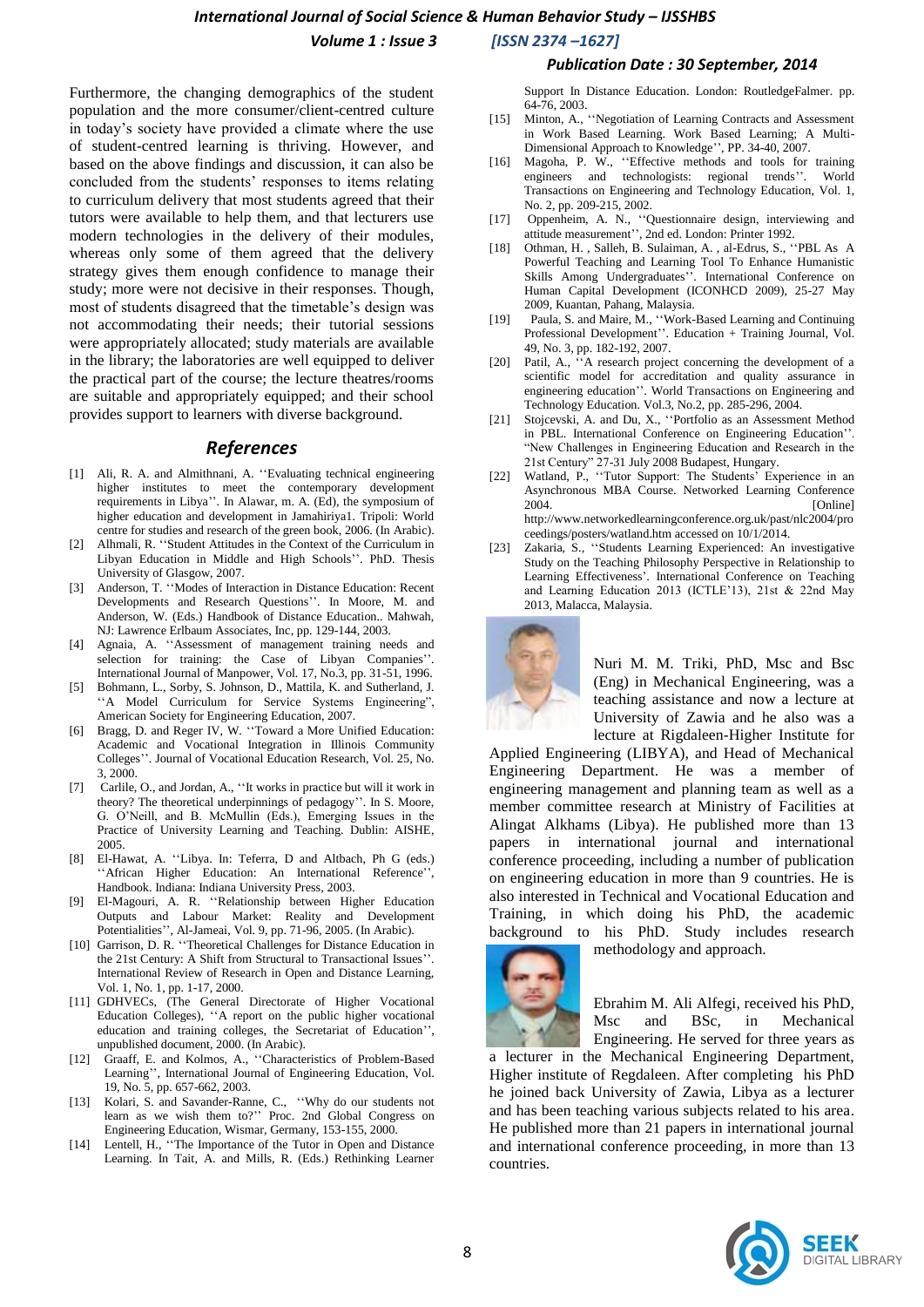Furthermore, the changing demographics of the student population and the more consumer/client-centred culture in today's society have provided a climate where the use of student-centred learning is thriving. However, and based on the above findings and discussion, it can also be concluded from the students' responses to items relating to curriculum delivery that most students agreed that their tutors were available to help them, and that lecturers use modern technologies in the delivery of their modules, whereas only some of them agreed that the delivery strategy gives them enough confidence to manage their study; more were not decisive in their responses. Though, most of students disagreed that the timetable's design was not accommodating their needs; their tutorial sessions were appropriately allocated; study materials are available in the library; the laboratories are well equipped to deliver the practical part of the course; the lecture theatres/rooms are suitable and appropriately equipped; and their school provides support to learners with diverse background.

## References

[1] Ali, R. A. and Almithnani, A. ''Evaluating technical engineering higher institutes to meet the contemporary development requirements in Libya''. In Alawar, m. A. (Ed), the symposium of higher education and development in Jamahiriya1. Tripoli: World centre for studies and research of the green book, 2006. (In Arabic).

[2] Alhmali, R. ''Student Attitudes in the Context of the Curriculum in Libyan Education in Middle and High Schools''. PhD. Thesis University of Glasgow, 2007.

[3] Anderson, T. ''Modes of Interaction in Distance Education: Recent Developments and Research Questions''. In Moore, M. and Anderson, W. (Eds.) Handbook of Distance Education.. Mahwah, NJ: Lawrence Erlbaum Associates, Inc, pp. 129-144, 2003.

[4] Agnaia, A. ''Assessment of management training needs and selection for training: the Case of Libyan Companies''. International Journal of Manpower, Vol. 17, No.3, pp. 31-51, 1996.

[5] Bohmann, L., Sorby, S. Johnson, D., Mattila, K. and Sutherland, J. ''A Model Curriculum for Service Systems Engineering", American Society for Engineering Education, 2007.

[6] Bragg, D. and Reger IV, W. ''Toward a More Unified Education: Academic and Vocational Integration in Illinois Community Colleges''. Journal of Vocational Education Research, Vol. 25, No. 3, 2000.

[7] Carlile, O., and Jordan, A., ''It works in practice but will it work in theory? The theoretical underpinnings of pedagogy''. In S. Moore, G. O'Neill, and B. McMullin (Eds.), Emerging Issues in the Practice of University Learning and Teaching. Dublin: AISHE, 2005.

[8] El-Hawat, A. ''Libya. In: Teferra, D and Altbach, Ph G (eds.) ''African Higher Education: An International Reference'', Handbook. Indiana: Indiana University Press, 2003.

[9] El-Magouri, A. R. ''Relationship between Higher Education Outputs and Labour Market: Reality and Development Potentialities'', Al-Jameai, Vol. 9, pp. 71-96, 2005. (In Arabic).

[10] Garrison, D. R. ''Theoretical Challenges for Distance Education in the 21st Century: A Shift from Structural to Transactional Issues''. International Review of Research in Open and Distance Learning, Vol. 1, No. 1, pp. 1-17, 2000.

[11] GDHVECs, (The General Directorate of Higher Vocational Education Colleges), ''A report on the public higher vocational education and training colleges, the Secretariat of Education'', unpublished document, 2000. (In Arabic).

[12] Graaff, E. and Kolmos, A., ''Characteristics of Problem-Based Learning'', International Journal of Engineering Education, Vol. 19, No. 5, pp. 657-662, 2003.

[13] Kolari, S. and Savander-Ranne, C., ''Why do our students not learn as we wish them to?'' Proc. 2nd Global Congress on Engineering Education, Wismar, Germany, 153-155, 2000.

[14] Lentell, H., ''The Importance of the Tutor in Open and Distance Learning. In Tait, A. and Mills, R. (Eds.) Rethinking Learner Support In Distance Education. London: RoutledgeFalmer. pp. 64-76, 2003.

[15] Minton, A., ''Negotiation of Learning Contracts and Assessment in Work Based Learning. Work Based Learning; A Multi-Dimensional Approach to Knowledge'', PP. 34-40, 2007.

[16] Magoha, P. W., ''Effective methods and tools for training engineers and technologists: regional trends''. World Transactions on Engineering and Technology Education, Vol. 1, No. 2, pp. 209-215, 2002.

[17] Oppenheim, A. N., ''Questionnaire design, interviewing and attitude measurement'', 2nd ed. London: Printer 1992.

[18] Othman, H. , Salleh, B. Sulaiman, A. , al-Edrus, S., ''PBL As A Powerful Teaching and Learning Tool To Enhance Humanistic Skills Among Undergraduates''. International Conference on Human Capital Development (ICONHCD 2009), 25-27 May 2009, Kuantan, Pahang, Malaysia.

[19] Paula, S. and Maire, M., ''Work-Based Learning and Continuing Professional Development''. Education + Training Journal, Vol. 49, No. 3, pp. 182-192, 2007.

[20] Patil, A., ''A research project concerning the development of a scientific model for accreditation and quality assurance in engineering education''. World Transactions on Engineering and Technology Education. Vol.3, No.2, pp. 285-296, 2004.

[21] Stojcevski, A. and Du, X., ''Portfolio as an Assessment Method in PBL. International Conference on Engineering Education''. "New Challenges in Engineering Education and Research in the 21st Century" 27-31 July 2008 Budapest, Hungary.

[22] Watland, P., ''Tutor Support: The Students' Experience in an Asynchronous MBA Course. Networked Learning Conference 2004. [Online] http://www.networkedlearningconference.org.uk/past/nlc2004/proceedings/posters/watland.htm accessed on 10/1/2014.

[23] Zakaria, S., ''Students Learning Experienced: An investigative Study on the Teaching Philosophy Perspective in Relationship to Learning Effectiveness'. International Conference on Teaching and Learning Education 2013 (ICTLE'13), 21st & 22nd May 2013, Malacca, Malaysia.

Nuri M. M. Triki, PhD, Msc and Bsc (Eng) in Mechanical Engineering, was a teaching assistance and now a lecture at University of Zawia and he also was a lecture at Rigdaleen-Higher Institute for Applied Engineering (LIBYA), and Head of Mechanical Engineering Department. He was a member of engineering management and planning team as well as a member committee research at Ministry of Facilities at Alingat Alkhams (Libya). He published more than 13 papers in international journal and international conference proceeding, including a number of publication on engineering education in more than 9 countries. He is also interested in Technical and Vocational Education and Training, in which doing his PhD, the academic background to his PhD. Study includes research methodology and approach.

Ebrahim M. Ali Alfegi, received his PhD, Msc and BSc, in Mechanical Engineering. He served for three years as a lecturer in the Mechanical Engineering Department, Higher institute of Regdaleen. After completing his PhD he joined back University of Zawia, Libya as a lecturer and has been teaching various subjects related to his area. He published more than 21 papers in international journal and international conference proceeding, in more than 13 countries.